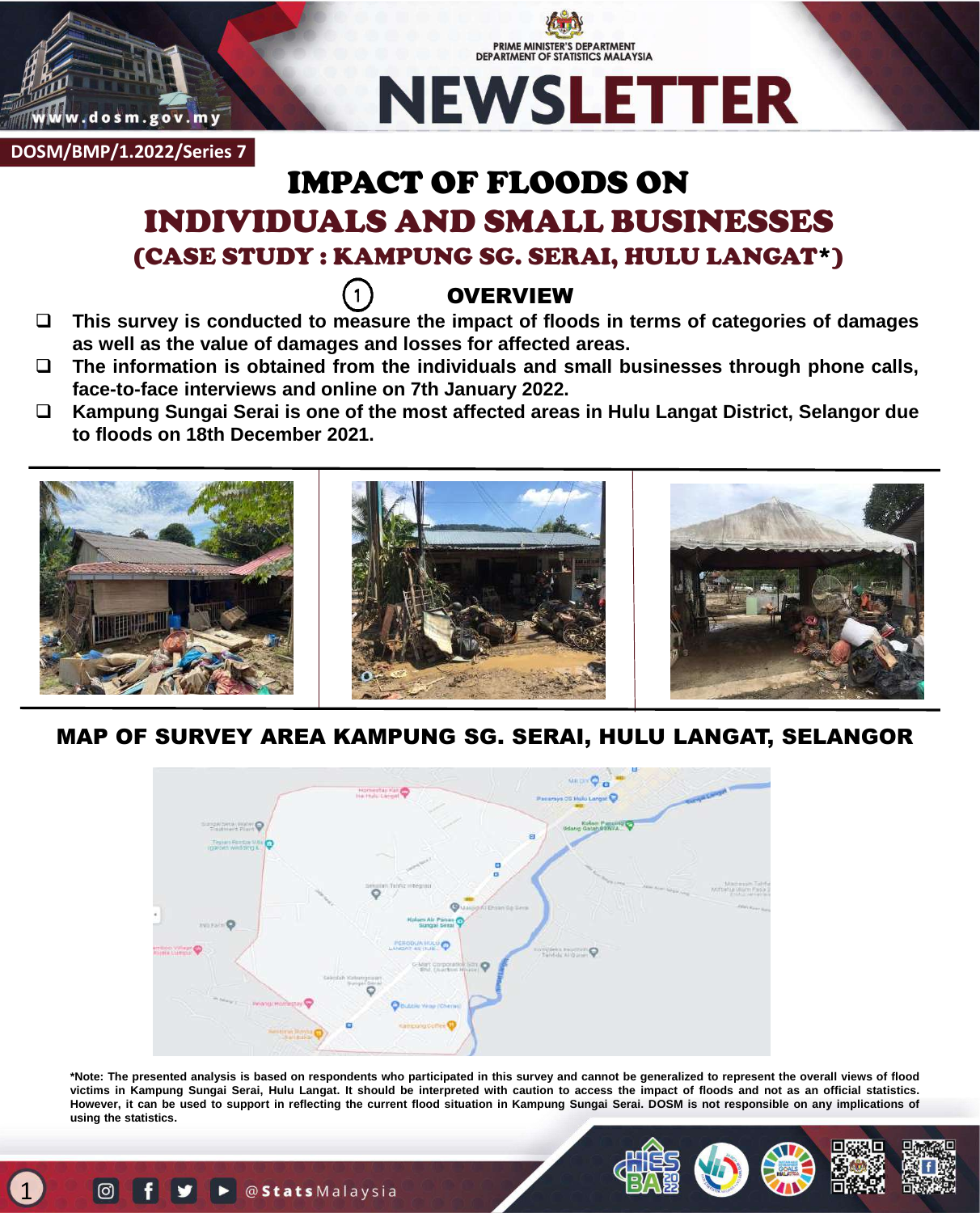PRIME MINISTER'S DEPARTMENT
DEPARTMENT OF STATISTICS MALAYSIA

# NEWSLETTER

DOSM/BMP/1.2022/Series 7

# IMPACT OF FLOODS ON INDIVIDUALS AND SMALL BUSINESSES

## (CASE STUDY : KAMPUNG SG. SERAI, HULU LANGAT*)

### 1 OVERVIEW

- **This survey is conducted to measure the impact of floods in terms of categories of damages as well as the value of damages and losses for affected areas.**
- **The information is obtained from the individuals and small businesses through phone calls, face-to-face interviews and online on 7th January 2022.**
- **Kampung Sungai Serai is one of the most affected areas in Hulu Langat District, Selangor due to floods on 18th December 2021.**

### MAP OF SURVEY AREA KAMPUNG SG. SERAI, HULU LANGAT, SELANGOR

**\*Note: The presented analysis is based on respondents who participated in this survey and cannot be generalized to represent the overall views of flood victims in Kampung Sungai Serai, Hulu Langat. It should be interpreted with caution to assess the impact of floods and not as an official statistics. However, it can be used to support in reflecting the current flood situation in Kampung Sungai Serai. DOSM is not responsible on any implications of using the statistics.**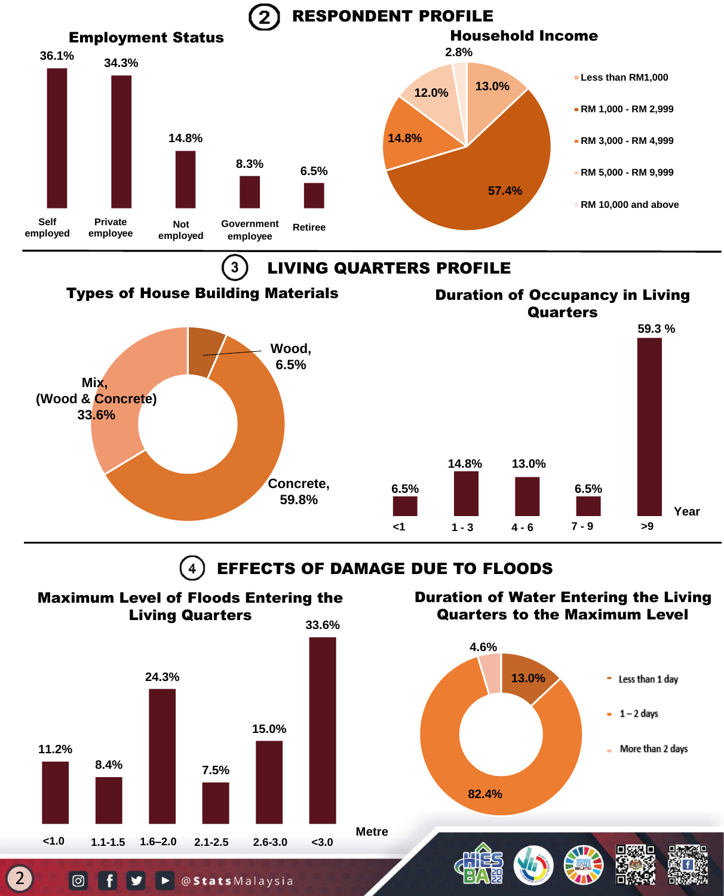## 2 RESPONDENT PROFILE

### Employment Status

| Employment Status | % |
|---|---|
| Self employed | 36.1% |
| Private employee | 34.3% |
| Not employed | 14.8% |
| Government employee | 8.3% |
| Retiree | 6.5% |

### Household Income

| Household Income | % |
|---|---|
| Less than RM1,000 | 13.0% |
| RM 1,000 - RM 2,999 | 57.4% |
| RM 3,000 - RM 4,999 | 14.8% |
| RM 5,000 - RM 9,999 | 12.0% |
| RM 10,000 and above | 2.8% |

## 3 LIVING QUARTERS PROFILE

### Types of House Building Materials

| Material | % |
|---|---|
| Wood | 6.5% |
| Concrete | 59.8% |
| Mix, (Wood & Concrete) | 33.6% |

### Duration of Occupancy in Living Quarters

| Year | % |
|---|---|
| <1 | 6.5% |
| 1 - 3 | 14.8% |
| 4 - 6 | 13.0% |
| 7 - 9 | 6.5% |
| >9 | 59.3 % |

## 4 EFFECTS OF DAMAGE DUE TO FLOODS

### Maximum Level of Floods Entering the Living Quarters

| Metre | % |
|---|---|
| <1.0 | 11.2% |
| 1.1-1.5 | 8.4% |
| 1.6–2.0 | 24.3% |
| 2.1-2.5 | 7.5% |
| 2.6-3.0 | 15.0% |
| <3.0 | 33.6% |

### Duration of Water Entering the Living Quarters to the Maximum Level

| Duration | % |
|---|---|
| Less than 1 day | 13.0% |
| 1 – 2 days | 82.4% |
| More than 2 days | 4.6% |

@StatsMalaysia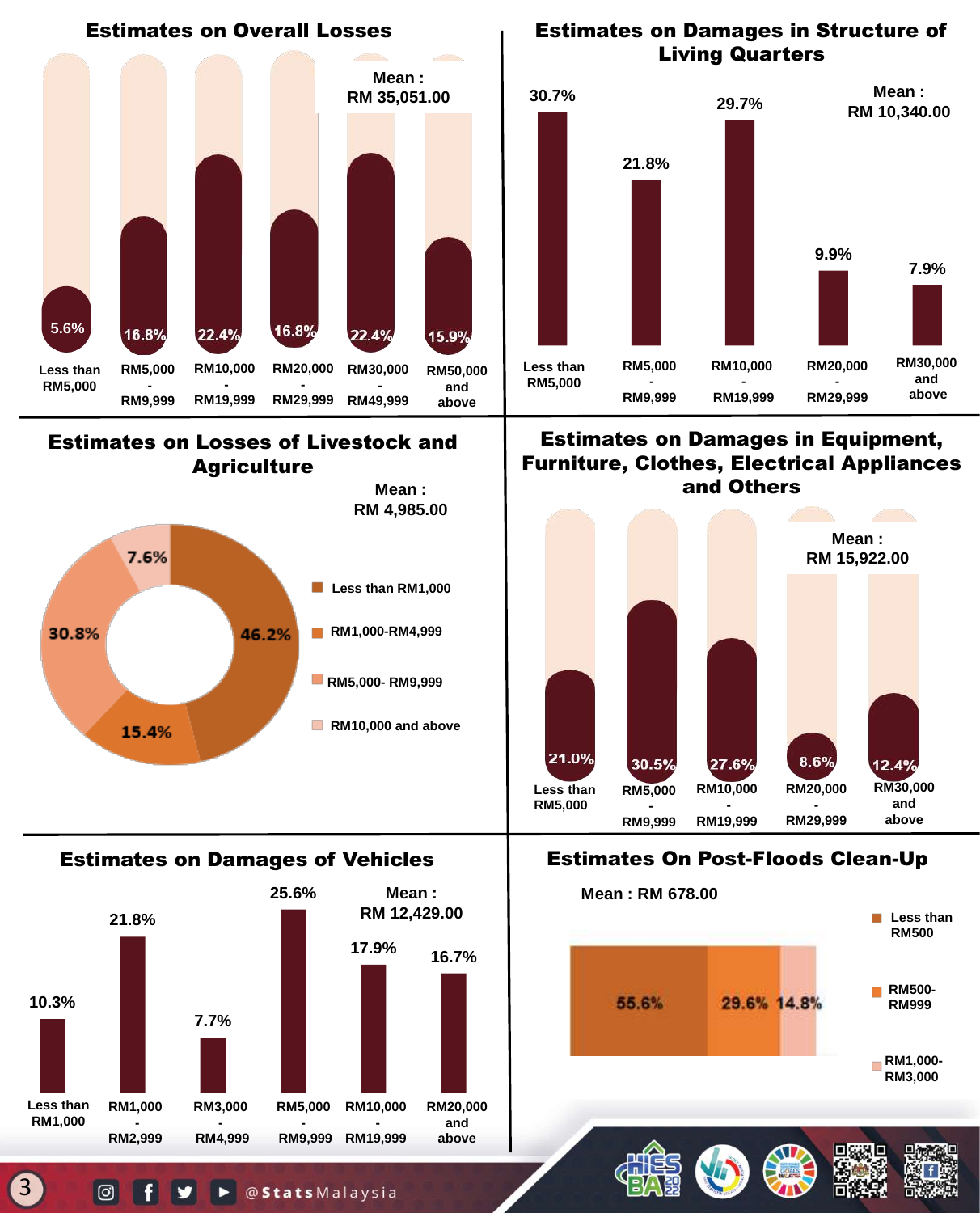## Estimates on Overall Losses

Mean : RM 35,051.00

| Loss range | Percentage |
|---|---|
| Less than RM5,000 | 5.6% |
| RM5,000 - RM9,999 | 16.8% |
| RM10,000 - RM19,999 | 22.4% |
| RM20,000 - RM29,999 | 16.8% |
| RM30,000 - RM49,999 | 22.4% |
| RM50,000 and above | 15.9% |

## Estimates on Damages in Structure of Living Quarters

Mean : RM 10,340.00

| Damage range | Percentage |
|---|---|
| Less than RM5,000 | 30.7% |
| RM5,000 - RM9,999 | 21.8% |
| RM10,000 - RM19,999 | 29.7% |
| RM20,000 - RM29,999 | 9.9% |
| RM30,000 and above | 7.9% |

## Estimates on Losses of Livestock and Agriculture

Mean : RM 4,985.00

| Loss range | Percentage |
|---|---|
| Less than RM1,000 | 46.2% |
| RM1,000-RM4,999 | 15.4% |
| RM5,000- RM9,999 | 30.8% |
| RM10,000 and above | 7.6% |

## Estimates on Damages in Equipment, Furniture, Clothes, Electrical Appliances and Others

Mean : RM 15,922.00

| Damage range | Percentage |
|---|---|
| Less than RM5,000 | 21.0% |
| RM5,000 - RM9,999 | 30.5% |
| RM10,000 - RM19,999 | 27.6% |
| RM20,000 - RM29,999 | 8.6% |
| RM30,000 and above | 12.4% |

## Estimates on Damages of Vehicles

Mean : RM 12,429.00

| Damage range | Percentage |
|---|---|
| Less than RM1,000 | 10.3% |
| RM1,000 - RM2,999 | 21.8% |
| RM3,000 - RM4,999 | 7.7% |
| RM5,000 - RM9,999 | 25.6% |
| RM10,000 - RM19,999 | 17.9% |
| RM20,000 and above | 16.7% |

## Estimates On Post-Floods Clean-Up

Mean : RM 678.00

| Cost range | Percentage |
|---|---|
| Less than RM500 | 55.6% |
| RM500-RM999 | 29.6% |
| RM1,000-RM3,000 | 14.8% |

@StatsMalaysia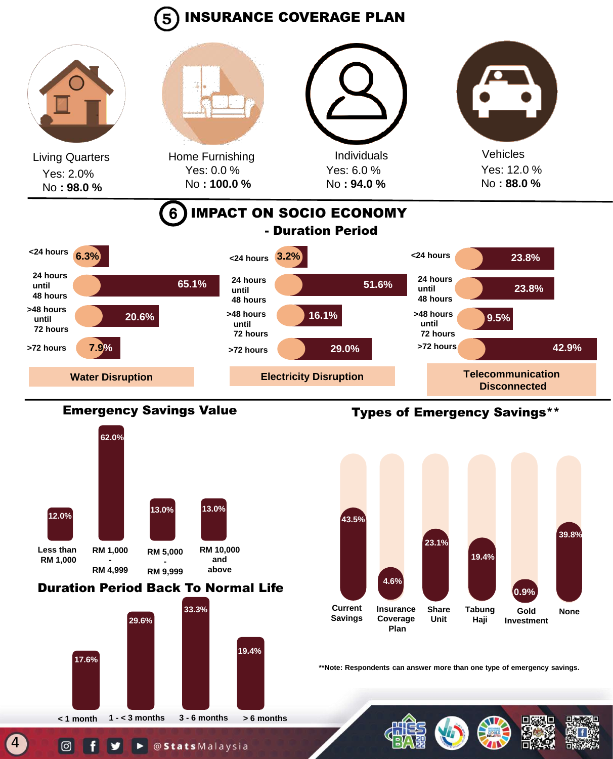## 5 INSURANCE COVERAGE PLAN

| Category | Yes | No |
|---|---|---|
| Living Quarters | 2.0% | **98.0 %** |
| Home Furnishing | 0.0 % | **100.0 %** |
| Individuals | 6.0 % | **94.0 %** |
| Vehicles | 12.0 % | **88.0 %** |

## 6 IMPACT ON SOCIO ECONOMY

### - Duration Period

| Duration | Water Disruption | Electricity Disruption | Telecommunication Disconnected |
|---|---|---|---|
| <24 hours | 6.3% | 3.2% | 23.8% |
| 24 hours until 48 hours | 65.1% | 51.6% | 23.8% |
| >48 hours until 72 hours | 20.6% | 16.1% | 9.5% |
| >72 hours | 7.9% | 29.0% | 42.9% |

### Emergency Savings Value

| Value | Percentage |
|---|---|
| Less than RM 1,000 | 12.0% |
| RM 1,000 - RM 4,999 | 62.0% |
| RM 5,000 - RM 9,999 | 13.0% |
| RM 10,000 and above | 13.0% |

### Types of Emergency Savings**

| Type | Percentage |
|---|---|
| Current Savings | 43.5% |
| Insurance Coverage Plan | 4.6% |
| Share Unit | 23.1% |
| Tabung Haji | 19.4% |
| Gold Investment | 0.9% |
| None | 39.8% |

**Note: Respondents can answer more than one type of emergency savings.

### Duration Period Back To Normal Life

| Duration | Percentage |
|---|---|
| < 1 month | 17.6% |
| 1 - < 3 months | 29.6% |
| 3 - 6 months | 33.3% |
| > 6 months | 19.4% |

@StatsMalaysia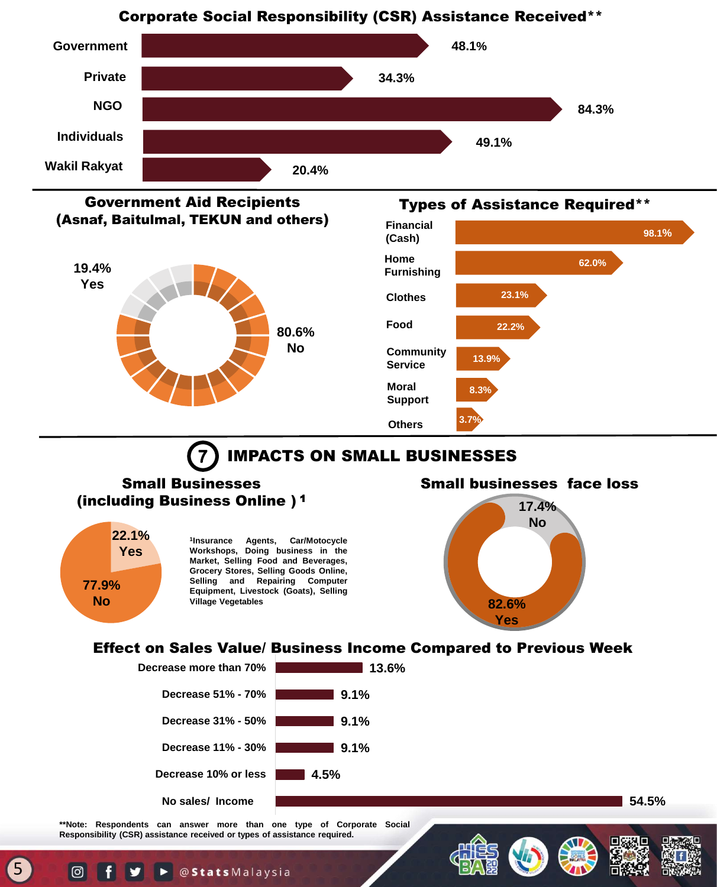## Corporate Social Responsibility (CSR) Assistance Received**

| Source | % |
|---|---|
| Government | 48.1% |
| Private | 34.3% |
| NGO | 84.3% |
| Individuals | 49.1% |
| Wakil Rakyat | 20.4% |

## Government Aid Recipients (Asnaf, Baitulmal, TEKUN and others)

| Response | % |
|---|---|
| Yes | 19.4% |
| No | 80.6% |

## Types of Assistance Required**

| Type | % |
|---|---|
| Financial (Cash) | 98.1% |
| Home Furnishing | 62.0% |
| Clothes | 23.1% |
| Food | 22.2% |
| Community Service | 13.9% |
| Moral Support | 8.3% |
| Others | 3.7% |

# 7 IMPACTS ON SMALL BUSINESSES

## Small Businesses (including Business Online) [1]

| Response | % |
|---|---|
| Yes | 22.1% |
| No | 77.9% |

[1]Insurance Agents, Car/Motocycle Workshops, Doing business in the Market, Selling Food and Beverages, Grocery Stores, Selling Goods Online, Selling and Repairing Computer Equipment, Livestock (Goats), Selling Village Vegetables

## Small businesses face loss

| Response | % |
|---|---|
| No | 17.4% |
| Yes | 82.6% |

## Effect on Sales Value/ Business Income Compared to Previous Week

| Effect | % |
|---|---|
| Decrease more than 70% | 13.6% |
| Decrease 51% - 70% | 9.1% |
| Decrease 31% - 50% | 9.1% |
| Decrease 11% - 30% | 9.1% |
| Decrease 10% or less | 4.5% |
| No sales/ Income | 54.5% |

**Note: Respondents can answer more than one type of Corporate Social Responsibility (CSR) assistance received or types of assistance required.

@StatsMalaysia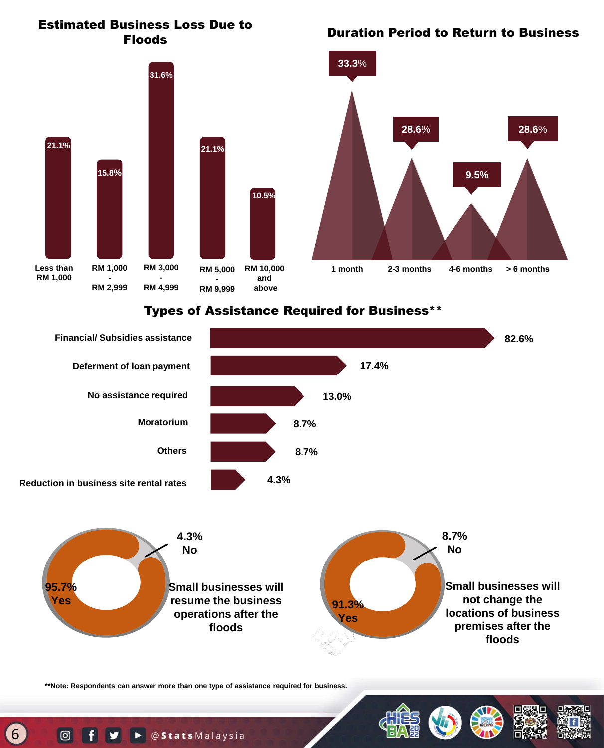## Estimated Business Loss Due to Floods

21.1%
15.8%
31.6%
21.1%
10.5%

Less than RM 1,000
RM 1,000 - RM 2,999
RM 3,000 - RM 4,999
RM 5,000 - RM 9,999
RM 10,000 and above

## Duration Period to Return to Business

33.3%
28.6%
9.5%
28.6%

1 month
2-3 months
4-6 months
> 6 months

## Types of Assistance Required for Business**

Financial/ Subsidies assistance 82.6%
Deferment of loan payment 17.4%
No assistance required 13.0%
Moratorium 8.7%
Others 8.7%
Reduction in business site rental rates 4.3%

4.3% No
95.7% Yes

Small businesses will resume the business operations after the floods

8.7% No
91.3% Yes

Small businesses will not change the locations of business premises after the floods

**Note: Respondents can answer more than one type of assistance required for business.

@StatsMalaysia